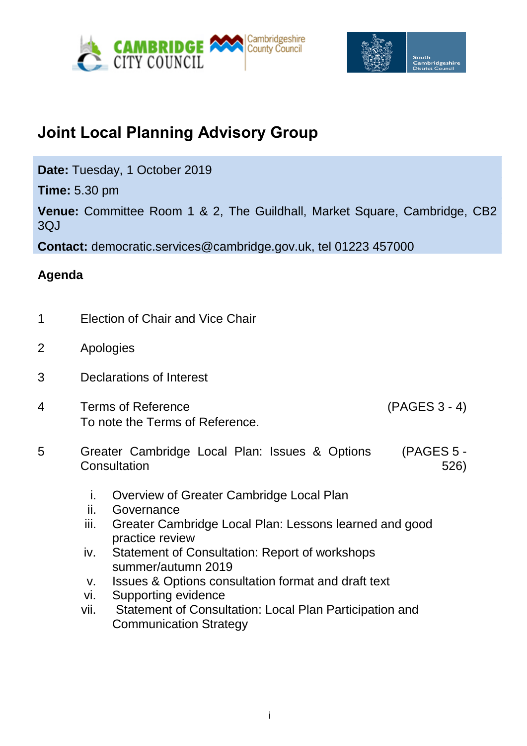# Joint Local Planning Advisory Group

**Date:** Tuesday, 1 October 2019

**Time:** 5.30 pm

**Venue:** Committee Room 1 & 2, The Guildhall, Market Square, Cambridge, CB2 3QJ

**Contact:** democratic.services@cambridge.gov.uk, tel 01223 457000

## Agenda

1 Election of Chair and Vice Chair

2 Apologies

3 Declarations of Interest

4 Terms of Reference (PAGES 3 - 4)
To note the Terms of Reference.

5 Greater Cambridge Local Plan: Issues & Options Consultation (PAGES 5 - 526)

i. Overview of Greater Cambridge Local Plan
ii. Governance
iii. Greater Cambridge Local Plan: Lessons learned and good practice review
iv. Statement of Consultation: Report of workshops summer/autumn 2019
v. Issues & Options consultation format and draft text
vi. Supporting evidence
vii. Statement of Consultation: Local Plan Participation and Communication Strategy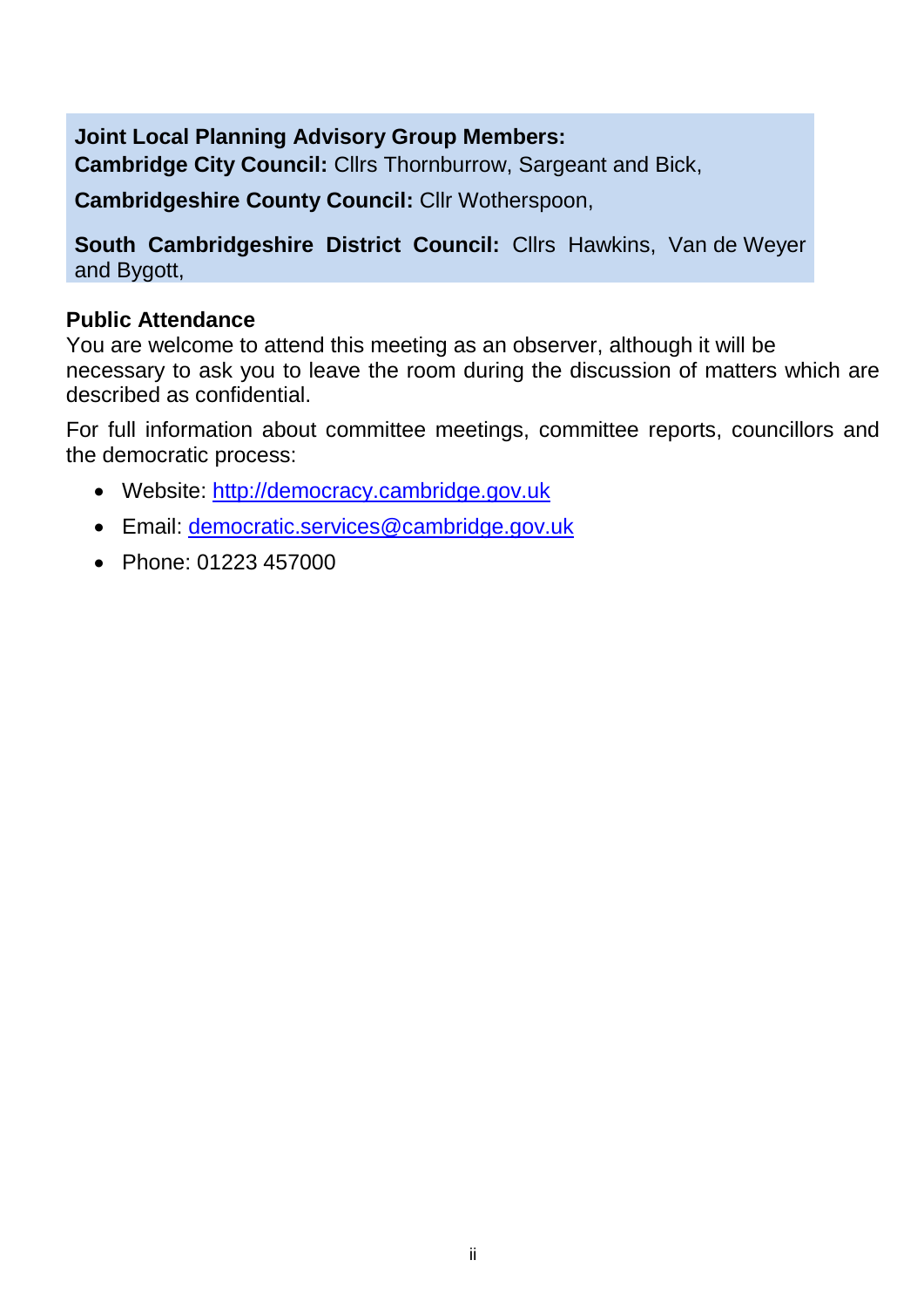**Joint Local Planning Advisory Group Members:**
**Cambridge City Council:** Cllrs Thornburrow, Sargeant and Bick,

**Cambridgeshire County Council:** Cllr Wotherspoon,

**South Cambridgeshire District Council:** Cllrs Hawkins, Van de Weyer and Bygott,

**Public Attendance**
You are welcome to attend this meeting as an observer, although it will be necessary to ask you to leave the room during the discussion of matters which are described as confidential.

For full information about committee meetings, committee reports, councillors and the democratic process:

- Website: http://democracy.cambridge.gov.uk
- Email: democratic.services@cambridge.gov.uk
- Phone: 01223 457000